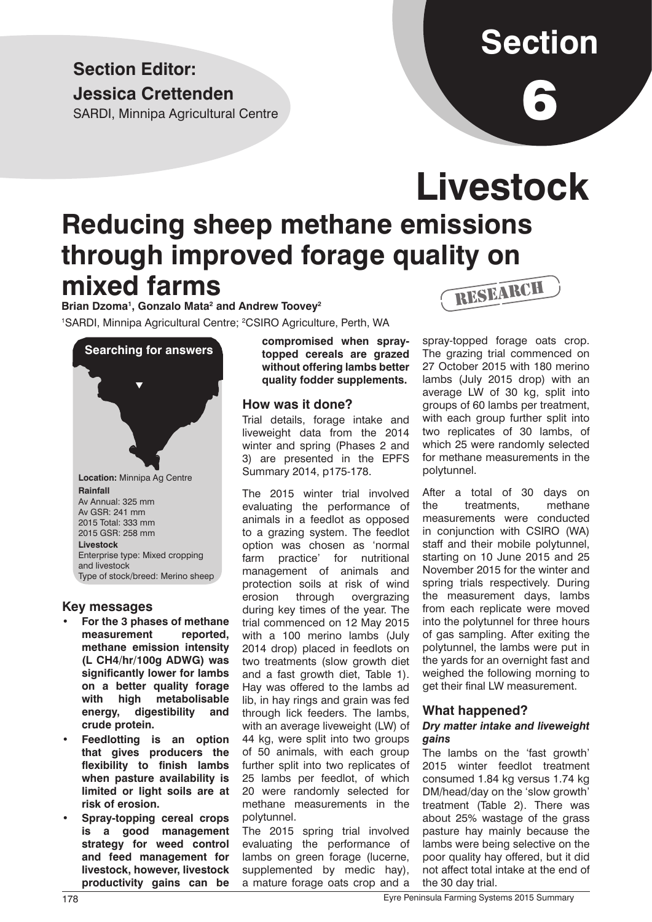# Section 6

**Section Editor:**
**Jessica Crettenden**
SARDI, Minnipa Agricultural Centre

# Livestock

## Reducing sheep methane emissions through improved forage quality on mixed farms

**Brian Dzoma[1], Gonzalo Mata[2] and Andrew Toovey[2]**

[1]SARDI, Minnipa Agricultural Centre; [2]CSIRO Agriculture, Perth, WA

RESEARCH

**Searching for answers**

**Location:** Minnipa Ag Centre
**Rainfall**
Av Annual: 325 mm
Av GSR: 241 mm
2015 Total: 333 mm
2015 GSR: 258 mm
**Livestock**
Enterprise type: Mixed cropping and livestock
Type of stock/breed: Merino sheep

### Key messages

- **For the 3 phases of methane measurement reported, methane emission intensity (L $CH_4$/hr/100g ADWG) was significantly lower for lambs on a better quality forage with high metabolisable energy, digestibility and crude protein.**
- **Feedlotting is an option that gives producers the flexibility to finish lambs when pasture availability is limited or light soils are at risk of erosion.**
- **Spray-topping cereal crops is a good management strategy for weed control and feed management for livestock, however, livestock productivity gains can be compromised when spray-topped cereals are grazed without offering lambs better quality fodder supplements.**

### How was it done?

Trial details, forage intake and liveweight data from the 2014 winter and spring (Phases 2 and 3) are presented in the EPFS Summary 2014, p175-178.

The 2015 winter trial involved evaluating the performance of animals in a feedlot as opposed to a grazing system. The feedlot option was chosen as 'normal farm practice' for nutritional management of animals and protection soils at risk of wind erosion through overgrazing during key times of the year. The trial commenced on 12 May 2015 with a 100 merino lambs (July 2014 drop) placed in feedlots on two treatments (slow growth diet and a fast growth diet, Table 1). Hay was offered to the lambs ad lib, in hay rings and grain was fed through lick feeders. The lambs, with an average liveweight (LW) of 44 kg, were split into two groups of 50 animals, with each group further split into two replicates of 25 lambs per feedlot, of which 20 were randomly selected for methane measurements in the polytunnel.

The 2015 spring trial involved evaluating the performance of lambs on green forage (lucerne, supplemented by medic hay), a mature forage oats crop and a spray-topped forage oats crop. The grazing trial commenced on 27 October 2015 with 180 merino lambs (July 2015 drop) with an average LW of 30 kg, split into groups of 60 lambs per treatment, with each group further split into two replicates of 30 lambs, of which 25 were randomly selected for methane measurements in the polytunnel.

After a total of 30 days on the treatments, methane measurements were conducted in conjunction with CSIRO (WA) staff and their mobile polytunnel, starting on 10 June 2015 and 25 November 2015 for the winter and spring trials respectively. During the measurement days, lambs from each replicate were moved into the polytunnel for three hours of gas sampling. After exiting the polytunnel, the lambs were put in the yards for an overnight fast and weighed the following morning to get their final LW measurement.

### What happened?

#### *Dry matter intake and liveweight gains*

The lambs on the 'fast growth' 2015 winter feedlot treatment consumed 1.84 kg versus 1.74 kg DM/head/day on the 'slow growth' treatment (Table 2). There was about 25% wastage of the grass pasture hay mainly because the lambs were being selective on the poor quality hay offered, but it did not affect total intake at the end of the 30 day trial.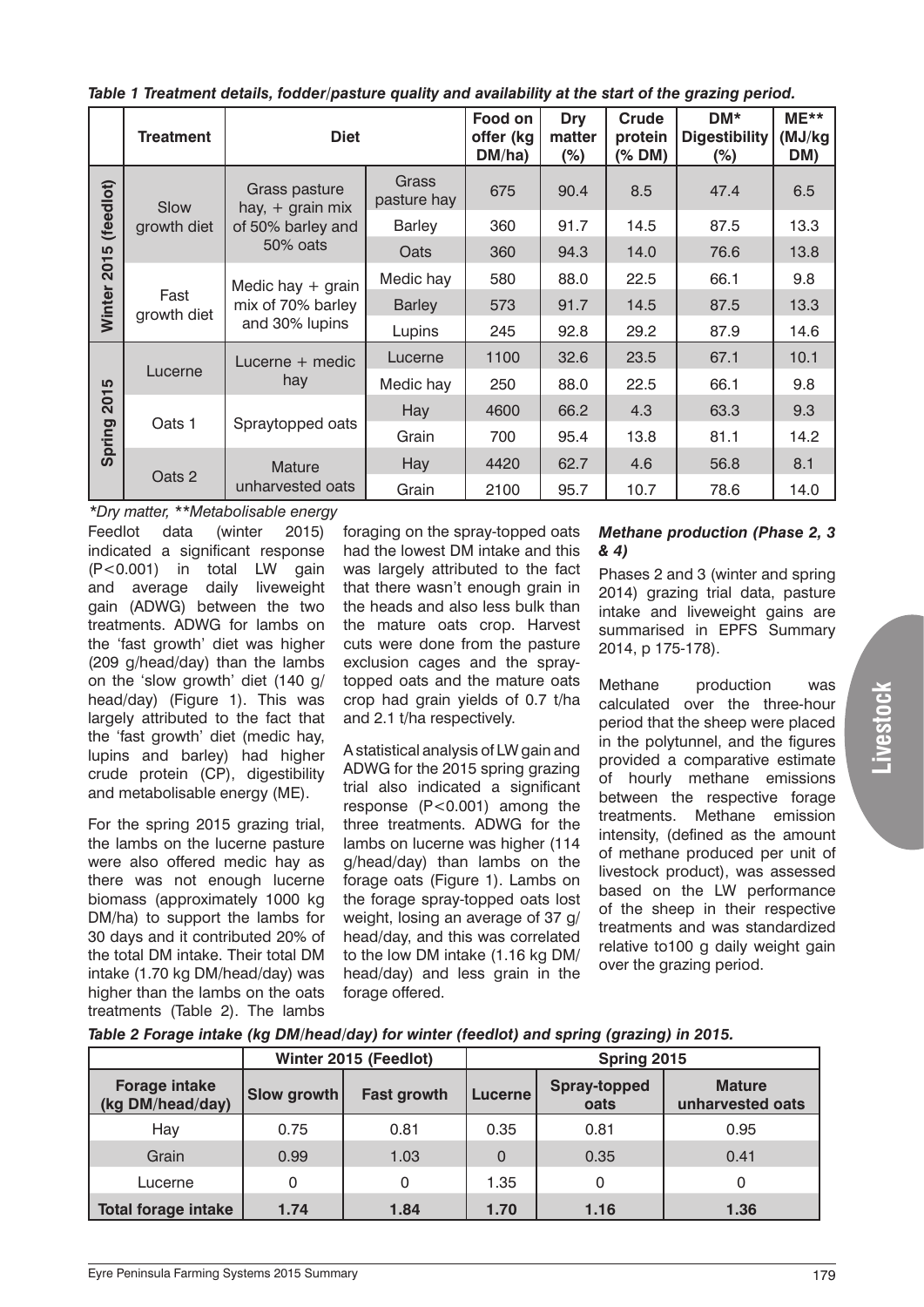*Table 1 Treatment details, fodder/pasture quality and availability at the start of the grazing period.*

| | Treatment | Diet | | Food on offer (kg DM/ha) | Dry matter (%) | Crude protein (% DM) | DM* Digestibility (%) | ME** (MJ/kg DM) |
|---|---|---|---|---|---|---|---|---|
| Winter 2015 (feedlot) | Slow growth diet | Grass pasture hay, + grain mix of 50% barley and 50% oats | Grass pasture hay | 675 | 90.4 | 8.5 | 47.4 | 6.5 |
| | | | Barley | 360 | 91.7 | 14.5 | 87.5 | 13.3 |
| | | | Oats | 360 | 94.3 | 14.0 | 76.6 | 13.8 |
| | Fast growth diet | Medic hay + grain mix of 70% barley and 30% lupins | Medic hay | 580 | 88.0 | 22.5 | 66.1 | 9.8 |
| | | | Barley | 573 | 91.7 | 14.5 | 87.5 | 13.3 |
| | | | Lupins | 245 | 92.8 | 29.2 | 87.9 | 14.6 |
| Spring 2015 | Lucerne | Lucerne + medic hay | Lucerne | 1100 | 32.6 | 23.5 | 67.1 | 10.1 |
| | | | Medic hay | 250 | 88.0 | 22.5 | 66.1 | 9.8 |
| | Oats 1 | Spraytopped oats | Hay | 4600 | 66.2 | 4.3 | 63.3 | 9.3 |
| | | | Grain | 700 | 95.4 | 13.8 | 81.1 | 14.2 |
| | Oats 2 | Mature unharvested oats | Hay | 4420 | 62.7 | 4.6 | 56.8 | 8.1 |
| | | | Grain | 2100 | 95.7 | 10.7 | 78.6 | 14.0 |

*\*Dry matter, \*\*Metabolisable energy*

Feedlot data (winter 2015) indicated a significant response ($P<0.001$) in total LW gain and average daily liveweight gain (ADWG) between the two treatments. ADWG for lambs on the 'fast growth' diet was higher (209 g/head/day) than the lambs on the 'slow growth' diet (140 g/head/day) (Figure 1). This was largely attributed to the fact that the 'fast growth' diet (medic hay, lupins and barley) had higher crude protein (CP), digestibility and metabolisable energy (ME).

For the spring 2015 grazing trial, the lambs on the lucerne pasture were also offered medic hay as there was not enough lucerne biomass (approximately 1000 kg DM/ha) to support the lambs for 30 days and it contributed 20% of the total DM intake. Their total DM intake (1.70 kg DM/head/day) was higher than the lambs on the oats treatments (Table 2). The lambs foraging on the spray-topped oats had the lowest DM intake and this was largely attributed to the fact that there wasn't enough grain in the heads and also less bulk than the mature oats crop. Harvest cuts were done from the pasture exclusion cages and the spray-topped oats and the mature oats crop had grain yields of 0.7 t/ha and 2.1 t/ha respectively.

A statistical analysis of LW gain and ADWG for the 2015 spring grazing trial also indicated a significant response ($P<0.001$) among the three treatments. ADWG for the lambs on lucerne was higher (114 g/head/day) than lambs on the forage oats (Figure 1). Lambs on the forage spray-topped oats lost weight, losing an average of 37 g/head/day, and this was correlated to the low DM intake (1.16 kg DM/head/day) and less grain in the forage offered.

### *Methane production (Phase 2, 3 & 4)*

Phases 2 and 3 (winter and spring 2014) grazing trial data, pasture intake and liveweight gains are summarised in EPFS Summary 2014, p 175-178).

Methane production was calculated over the three-hour period that the sheep were placed in the polytunnel, and the figures provided a comparative estimate of hourly methane emissions between the respective forage treatments. Methane emission intensity, (defined as the amount of methane produced per unit of livestock product), was assessed based on the LW performance of the sheep in their respective treatments and was standardized relative to100 g daily weight gain over the grazing period.

*Table 2 Forage intake (kg DM/head/day) for winter (feedlot) and spring (grazing) in 2015.*

| | Winter 2015 (Feedlot) | | Spring 2015 | | |
|---|---|---|---|---|---|
| **Forage intake (kg DM/head/day)** | **Slow growth** | **Fast growth** | **Lucerne** | **Spray-topped oats** | **Mature unharvested oats** |
| Hay | 0.75 | 0.81 | 0.35 | 0.81 | 0.95 |
| Grain | 0.99 | 1.03 | 0 | 0.35 | 0.41 |
| Lucerne | 0 | 0 | 1.35 | 0 | 0 |
| **Total forage intake** | **1.74** | **1.84** | **1.70** | **1.16** | **1.36** |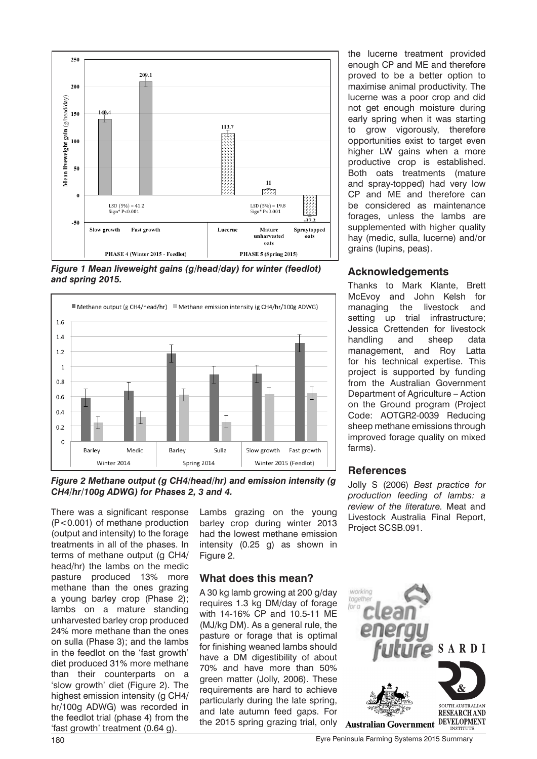250
200
150
100
50
0
-50

Mean liveweight gain (g/head/day)

140.4
209.1
113.7
11
-37.2

LSD (5%) = 41.2
Sign* P<0.001

LSD (5%) = 19.8
Sign* P<0.001

Slow growth
Fast growth
Lucerne
Mature unharvested oats
Spraytopped oats

PHASE 4 (Winter 2015 - Feedlot)
PHASE 5 (Spring 2015)

***Figure 1 Mean liveweight gains (g/head/day) for winter (feedlot) and spring 2015.***

Methane output (g CH4/head/hr)
Methane emission intensity (g CH4/hr/100g ADWG)

1.6
1.4
1.2
1
0.8
0.6
0.4
0.2
0

Barley
Medic
Barley
Sulla
Slow growth
Fast growth

Winter 2014
Spring 2014
Winter 2015 (Feedlot)

***Figure 2 Methane output (g $CH_4$/head/hr) and emission intensity (g $CH_4$/hr/100g ADWG) for Phases 2, 3 and 4.***

There was a significant response ($P<0.001$) of methane production (output and intensity) to the forage treatments in all of the phases. In terms of methane output (g $CH_4$/head/hr) the lambs on the medic pasture produced 13% more methane than the ones grazing a young barley crop (Phase 2); lambs on a mature standing unharvested barley crop produced 24% more methane than the ones on sulla (Phase 3); and the lambs in the feedlot on the 'fast growth' diet produced 31% more methane than their counterparts on a 'slow growth' diet (Figure 2). The highest emission intensity (g $CH_4$/hr/100g ADWG) was recorded in the feedlot trial (phase 4) from the 'fast growth' treatment (0.64 g).

Lambs grazing on the young barley crop during winter 2013 had the lowest methane emission intensity (0.25 g) as shown in Figure 2.

## What does this mean?

A 30 kg lamb growing at 200 g/day requires 1.3 kg DM/day of forage with 14-16% CP and 10.5-11 ME (MJ/kg DM). As a general rule, the pasture or forage that is optimal for finishing weaned lambs should have a DM digestibility of about 70% and have more than 50% green matter (Jolly, 2006). These requirements are hard to achieve particularly during the late spring, and late autumn feed gaps. For the 2015 spring grazing trial, only the lucerne treatment provided enough CP and ME and therefore proved to be a better option to maximise animal productivity. The lucerne was a poor crop and did not get enough moisture during early spring when it was starting to grow vigorously, therefore opportunities exist to target even higher LW gains when a more productive crop is established. Both oats treatments (mature and spray-topped) had very low CP and ME and therefore can be considered as maintenance forages, unless the lambs are supplemented with higher quality hay (medic, sulla, lucerne) and/or grains (lupins, peas).

## Acknowledgements

Thanks to Mark Klante, Brett McEvoy and John Kelsh for managing the livestock and setting up trial infrastructure; Jessica Crettenden for livestock handling and sheep data management, and Roy Latta for his technical expertise. This project is supported by funding from the Australian Government Department of Agriculture – Action on the Ground program (Project Code: AOTGR2-0039 Reducing sheep methane emissions through improved forage quality on mixed farms).

## References

Jolly S (2006) *Best practice for production feeding of lambs: a review of the literature.* Meat and Livestock Australia Final Report, Project SCSB.091.

working together for a clean energy future

SARDI

Australian Government

SOUTH AUSTRALIAN RESEARCH AND DEVELOPMENT INSTITUTE